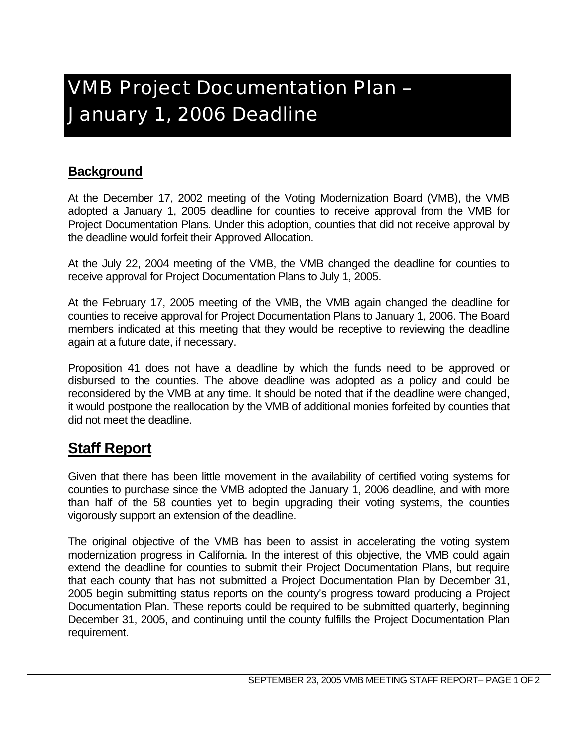# VMB Project Documentation Plan – January 1, 2006 Deadline

## Background

At the December 17, 2002 meeting of the Voting Modernization Board (VMB), the VMB adopted a January 1, 2005 deadline for counties to receive approval from the VMB for Project Documentation Plans. Under this adoption, counties that did not receive approval by the deadline would forfeit their Approved Allocation.

At the July 22, 2004 meeting of the VMB, the VMB changed the deadline for counties to receive approval for Project Documentation Plans to July 1, 2005.

At the February 17, 2005 meeting of the VMB, the VMB again changed the deadline for counties to receive approval for Project Documentation Plans to January 1, 2006. The Board members indicated at this meeting that they would be receptive to reviewing the deadline again at a future date, if necessary.

Proposition 41 does not have a deadline by which the funds need to be approved or disbursed to the counties. The above deadline was adopted as a policy and could be reconsidered by the VMB at any time. It should be noted that if the deadline were changed, it would postpone the reallocation by the VMB of additional monies forfeited by counties that did not meet the deadline.

## Staff Report

Given that there has been little movement in the availability of certified voting systems for counties to purchase since the VMB adopted the January 1, 2006 deadline, and with more than half of the 58 counties yet to begin upgrading their voting systems, the counties vigorously support an extension of the deadline.

The original objective of the VMB has been to assist in accelerating the voting system modernization progress in California. In the interest of this objective, the VMB could again extend the deadline for counties to submit their Project Documentation Plans, but require that each county that has not submitted a Project Documentation Plan by December 31, 2005 begin submitting status reports on the county's progress toward producing a Project Documentation Plan. These reports could be required to be submitted quarterly, beginning December 31, 2005, and continuing until the county fulfills the Project Documentation Plan requirement.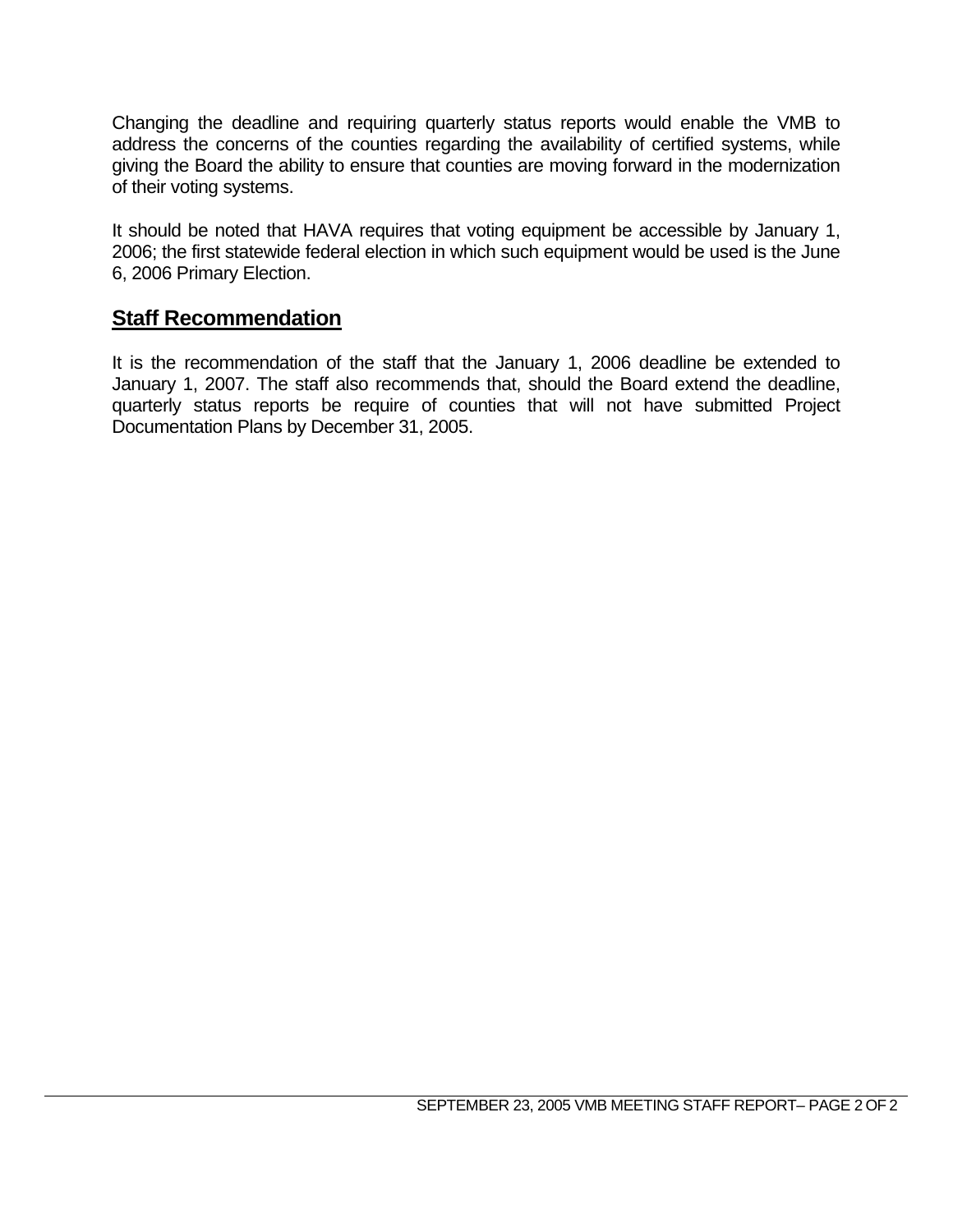Changing the deadline and requiring quarterly status reports would enable the VMB to address the concerns of the counties regarding the availability of certified systems, while giving the Board the ability to ensure that counties are moving forward in the modernization of their voting systems.

It should be noted that HAVA requires that voting equipment be accessible by January 1, 2006; the first statewide federal election in which such equipment would be used is the June 6, 2006 Primary Election.

## Staff Recommendation

It is the recommendation of the staff that the January 1, 2006 deadline be extended to January 1, 2007. The staff also recommends that, should the Board extend the deadline, quarterly status reports be require of counties that will not have submitted Project Documentation Plans by December 31, 2005.